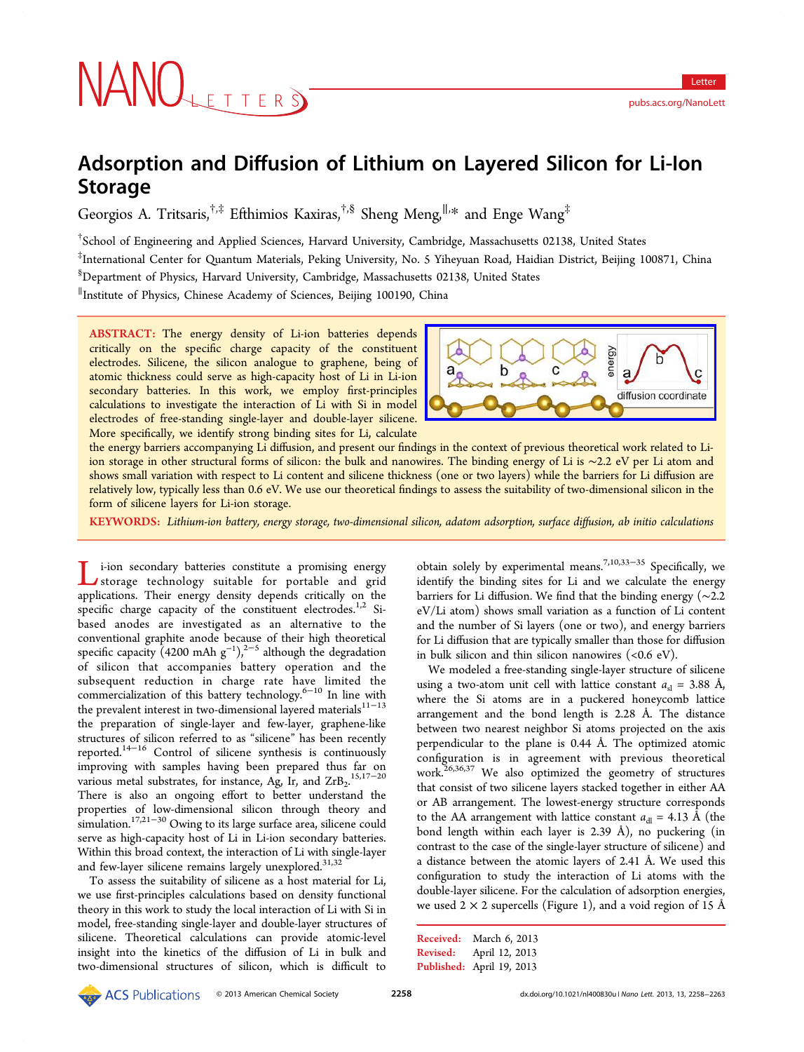# Adsorption and Diffusion of Lithium on Layered Silicon for Li-Ion Storage

Georgios A. Tritsaris,[†,‡] Efthimios Kaxiras,[†,§] Sheng Meng,[∥,*] and Enge Wang[‡]

[†]School of Engineering and Applied Sciences, Harvard University, Cambridge, Massachusetts 02138, United States

[‡]International Center for Quantum Materials, Peking University, No. 5 Yiheyuan Road, Haidian District, Beijing 100871, China

[§]Department of Physics, Harvard University, Cambridge, Massachusetts 02138, United States

[∥]Institute of Physics, Chinese Academy of Sciences, Beijing 100190, China

**ABSTRACT:** The energy density of Li-ion batteries depends critically on the specific charge capacity of the constituent electrodes. Silicene, the silicon analogue to graphene, being of atomic thickness could serve as high-capacity host of Li in Li-ion secondary batteries. In this work, we employ first-principles calculations to investigate the interaction of Li with Si in model electrodes of free-standing single-layer and double-layer silicene. More specifically, we identify strong binding sites for Li, calculate the energy barriers accompanying Li diffusion, and present our findings in the context of previous theoretical work related to Li-ion storage in other structural forms of silicon: the bulk and nanowires. The binding energy of Li is ~2.2 eV per Li atom and shows small variation with respect to Li content and silicene thickness (one or two layers) while the barriers for Li diffusion are relatively low, typically less than 0.6 eV. We use our theoretical findings to assess the suitability of two-dimensional silicon in the form of silicene layers for Li-ion storage.

**KEYWORDS:** *Lithium-ion battery, energy storage, two-dimensional silicon, adatom adsorption, surface diffusion, ab initio calculations*

Li-ion secondary batteries constitute a promising energy storage technology suitable for portable and grid applications. Their energy density depends critically on the specific charge capacity of the constituent electrodes.[1,2] Si-based anodes are investigated as an alternative to the conventional graphite anode because of their high theoretical specific capacity (4200 mAh $g^{-1}$),[2−5] although the degradation of silicon that accompanies battery operation and the subsequent reduction in charge rate have limited the commercialization of this battery technology.[6−10] In line with the prevalent interest in two-dimensional layered materials[11−13] the preparation of single-layer and few-layer, graphene-like structures of silicon referred to as "silicene" has been recently reported.[14−16] Control of silicene synthesis is continuously improving with samples having been prepared thus far on various metal substrates, for instance, Ag, Ir, and $ZrB_2$.[15,17−20] There is also an ongoing effort to better understand the properties of low-dimensional silicon through theory and simulation.[17,21−30] Owing to its large surface area, silicene could serve as high-capacity host of Li in Li-ion secondary batteries. Within this broad context, the interaction of Li with single-layer and few-layer silicene remains largely unexplored.[31,32]

To assess the suitability of silicene as a host material for Li, we use first-principles calculations based on density functional theory in this work to study the local interaction of Li with Si in model, free-standing single-layer and double-layer structures of silicene. Theoretical calculations can provide atomic-level insight into the kinetics of the diffusion of Li in bulk and two-dimensional structures of silicon, which is difficult to obtain solely by experimental means.[7,10,33−35] Specifically, we identify the binding sites for Li and we calculate the energy barriers for Li diffusion. We find that the binding energy (~2.2 eV/Li atom) shows small variation as a function of Li content and the number of Si layers (one or two), and energy barriers for Li diffusion that are typically smaller than those for diffusion in bulk silicon and thin silicon nanowires (<0.6 eV).

We modeled a free-standing single-layer structure of silicene using a two-atom unit cell with lattice constant $a_{sl}$ = 3.88 Å, where the Si atoms are in a puckered honeycomb lattice arrangement and the bond length is 2.28 Å. The distance between two nearest neighbor Si atoms projected on the axis perpendicular to the plane is 0.44 Å. The optimized atomic configuration is in agreement with previous theoretical work.[26,36,37] We also optimized the geometry of structures that consist of two silicene layers stacked together in either AA or AB arrangement. The lowest-energy structure corresponds to the AA arrangement with lattice constant $a_{dl}$ = 4.13 Å (the bond length within each layer is 2.39 Å), no puckering (in contrast to the case of the single-layer structure of silicene) and a distance between the atomic layers of 2.41 Å. We used this configuration to study the interaction of Li atoms with the double-layer silicene. For the calculation of adsorption energies, we used 2 × 2 supercells (Figure 1), and a void region of 15 Å

Received: March 6, 2013
Revised: April 12, 2013
Published: April 19, 2013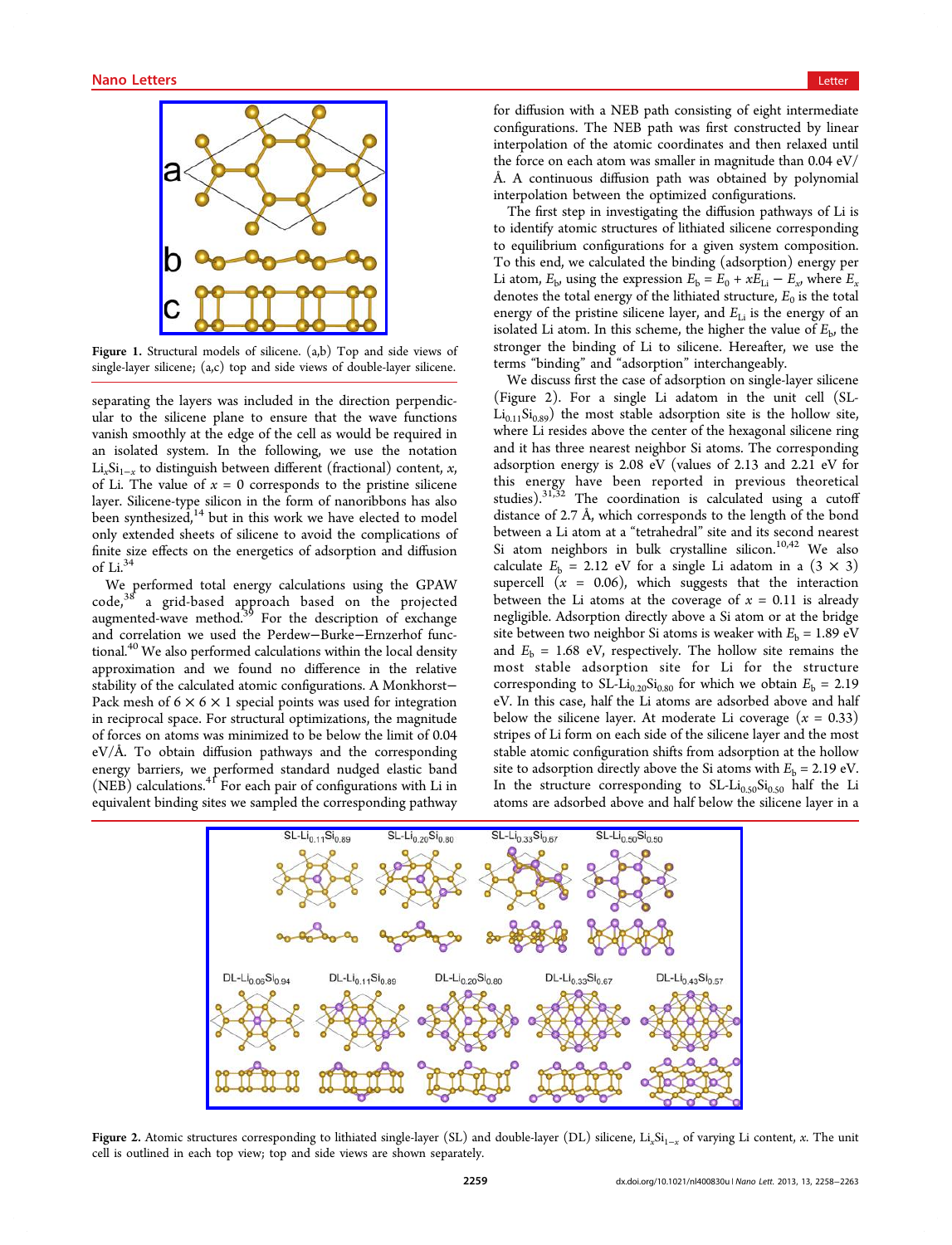Figure 1. Structural models of silicene. (a,b) Top and side views of single-layer silicene; (a,c) top and side views of double-layer silicene.

separating the layers was included in the direction perpendicular to the silicene plane to ensure that the wave functions vanish smoothly at the edge of the cell as would be required in an isolated system. In the following, we use the notation $Li_xSi_{1-x}$ to distinguish between different (fractional) content, $x$, of Li. The value of $x = 0$ corresponds to the pristine silicene layer. Silicene-type silicon in the form of nanoribbons has also been synthesized,[14] but in this work we have elected to model only extended sheets of silicene to avoid the complications of finite size effects on the energetics of adsorption and diffusion of Li.[34]

We performed total energy calculations using the GPAW code,[38] a grid-based approach based on the projected augmented-wave method.[39] For the description of exchange and correlation we used the Perdew–Burke–Ernzerhof functional.[40] We also performed calculations within the local density approximation and we found no difference in the relative stability of the calculated atomic configurations. A Monkhorst–Pack mesh of 6 × 6 × 1 special points was used for integration in reciprocal space. For structural optimizations, the magnitude of forces on atoms was minimized to be below the limit of 0.04 eV/Å. To obtain diffusion pathways and the corresponding energy barriers, we performed standard nudged elastic band (NEB) calculations.[41] For each pair of configurations with Li in equivalent binding sites we sampled the corresponding pathway for diffusion with a NEB path consisting of eight intermediate configurations. The NEB path was first constructed by linear interpolation of the atomic coordinates and then relaxed until the force on each atom was smaller in magnitude than 0.04 eV/Å. A continuous diffusion path was obtained by polynomial interpolation between the optimized configurations.

The first step in investigating the diffusion pathways of Li is to identify atomic structures of lithiated silicene corresponding to equilibrium configurations for a given system composition. To this end, we calculated the binding (adsorption) energy per Li atom, $E_b$, using the expression $E_b = E_0 + xE_{Li} - E_x$, where $E_x$ denotes the total energy of the lithiated structure, $E_0$ is the total energy of the pristine silicene layer, and $E_{Li}$ is the energy of an isolated Li atom. In this scheme, the higher the value of $E_b$, the stronger the binding of Li to silicene. Hereafter, we use the terms "binding" and "adsorption" interchangeably.

We discuss first the case of adsorption on single-layer silicene (Figure 2). For a single Li adatom in the unit cell (SL-$Li_{0.11}Si_{0.89}$) the most stable adsorption site is the hollow site, where Li resides above the center of the hexagonal silicene ring and it has three nearest neighbor Si atoms. The corresponding adsorption energy is 2.08 eV (values of 2.13 and 2.21 eV for this energy have been reported in previous theoretical studies).[31,32] The coordination is calculated using a cutoff distance of 2.7 Å, which corresponds to the length of the bond between a Li atom at a "tetrahedral" site and its second nearest Si atom neighbors in bulk crystalline silicon.[10,42] We also calculate $E_b = 2.12$ eV for a single Li adatom in a (3 × 3) supercell ($x = 0.06$), which suggests that the interaction between the Li atoms at the coverage of $x = 0.11$ is already negligible. Adsorption directly above a Si atom or at the bridge site between two neighbor Si atoms is weaker with $E_b = 1.89$ eV and $E_b = 1.68$ eV, respectively. The hollow site remains the most stable adsorption site for Li for the structure corresponding to SL-$Li_{0.20}Si_{0.80}$ for which we obtain $E_b = 2.19$ eV. In this case, half the Li atoms are adsorbed above and half below the silicene layer. At moderate Li coverage ($x = 0.33$) stripes of Li form on each side of the silicene layer and the most stable adsorption configuration shifts from adsorption at the hollow site to adsorption directly above the Si atoms with $E_b = 2.19$ eV. In the structure corresponding to SL-$Li_{0.50}Si_{0.50}$ half the Li atoms are adsorbed above and half below the silicene layer in a

Figure 2. Atomic structures corresponding to lithiated single-layer (SL) and double-layer (DL) silicene, $Li_xSi_{1-x}$ of varying Li content, $x$. The unit cell is outlined in each top view; top and side views are shown separately.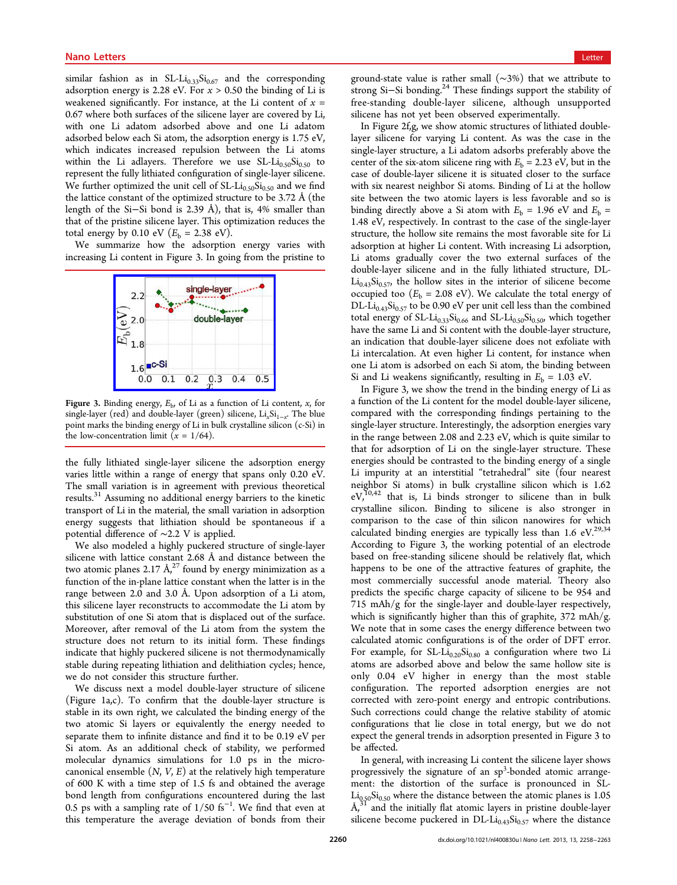similar fashion as in SL-$Li_{0.33}Si_{0.67}$ and the corresponding adsorption energy is 2.28 eV. For $x > 0.50$ the binding of Li is weakened significantly. For instance, at the Li content of $x = 0.67$ where both surfaces of the silicene layer are covered by Li, with one Li adatom adsorbed above and one Li adatom adsorbed below each Si atom, the adsorption energy is 1.75 eV, which indicates increased repulsion between the Li atoms within the Li adlayers. Therefore we use SL-$Li_{0.50}Si_{0.50}$ to represent the fully lithiated configuration of single-layer silicene. We further optimized the unit cell of SL-$Li_{0.50}Si_{0.50}$ and we find the lattice constant of the optimized structure to be 3.72 Å (the length of the Si–Si bond is 2.39 Å), that is, 4% smaller than that of the pristine silicene layer. This optimization reduces the total energy by 0.10 eV ($E_b$ = 2.38 eV).

We summarize how the adsorption energy varies with increasing Li content in Figure 3. In going from the pristine to the fully lithiated single-layer silicene the adsorption energy varies little within a range of energy that spans only 0.20 eV. The small variation is in agreement with previous theoretical results.[31] Assuming no additional energy barriers to the kinetic transport of Li in the material, the small variation in adsorption energy suggests that lithiation should be spontaneous if a potential difference of ~2.2 V is applied.

Figure 3. Binding energy, $E_b$, of Li as a function of Li content, $x$, for single-layer (red) and double-layer (green) silicene, $Li_xSi_{1-x}$. The blue point marks the binding energy of Li in bulk crystalline silicon (c-Si) in the low-concentration limit ($x$ = 1/64).

We also modeled a highly puckered structure of single-layer silicene with lattice constant 2.68 Å and distance between the two atomic planes 2.17 Å,[27] found by energy minimization as a function of the in-plane lattice constant when the latter is in the range between 2.0 and 3.0 Å. Upon adsorption of a Li atom, this silicene layer reconstructs to accommodate the Li atom by substitution of one Si atom that is displaced out of the surface. Moreover, after removal of the Li atom from the system the structure does not return to its initial form. These findings indicate that highly puckered silicene is not thermodynamically stable during repeating lithiation and delithiation cycles; hence, we do not consider this structure further.

We discuss next a model double-layer structure of silicene (Figure 1a,c). To confirm that the double-layer structure is stable in its own right, we calculated the binding energy of the two atomic Si layers or equivalently the energy needed to separate them to infinite distance and find it to be 0.19 eV per Si atom. As an additional check of stability, we performed molecular dynamics simulations for 1.0 ps in the microcanonical ensemble ($N$, $V$, $E$) at the relatively high temperature of 600 K with a time step of 1.5 fs and obtained the average bond length from configurations encountered during the last 0.5 ps with a sampling rate of 1/50 $fs^{-1}$. We find that even at this temperature the average deviation of bonds from their ground-state value is rather small (~3%) that we attribute to strong Si–Si bonding.[24] These findings support the stability of free-standing double-layer silicene, although unsupported silicene has not yet been observed experimentally.

In Figure 2f,g, we show atomic structures of lithiated double-layer silicene for varying Li content. As was the case in the single-layer structure, a Li adatom adsorbs preferably above the center of the six-atom silicene ring with $E_b$ = 2.23 eV, but in the case of double-layer silicene it is situated closer to the surface with six nearest neighbor Si atoms. Binding of Li at the hollow site between the two atomic layers is less favorable and so is binding directly above a Si atom with $E_b$ = 1.96 eV and $E_b$ = 1.48 eV, respectively. In contrast to the case of the single-layer structure, the hollow site remains the most favorable site for Li adsorption at higher Li content. With increasing Li adsorption, Li atoms gradually cover the two external surfaces of the double-layer silicene and in the fully lithiated structure, DL-$Li_{0.43}Si_{0.57}$, the hollow sites in the interior of silicene become occupied too ($E_b$ = 2.08 eV). We calculate the total energy of DL-$Li_{0.43}Si_{0.57}$ to be 0.90 eV per unit cell less than the combined total energy of SL-$Li_{0.33}Si_{0.66}$ and SL-$Li_{0.50}Si_{0.50}$, which together have the same Li and Si content with the double-layer structure, an indication that double-layer silicene does not exfoliate with Li intercalation. At even higher Li content, for instance when one Li atom is adsorbed on each Si atom, the binding between Si and Li weakens significantly, resulting in $E_b$ = 1.03 eV.

In Figure 3, we show the trend in the binding energy of Li as a function of the Li content for the model double-layer silicene, compared with the corresponding findings pertaining to the single-layer structure. Interestingly, the adsorption energies vary in the range between 2.08 and 2.23 eV, which is quite similar to that for adsorption of Li on the single-layer structure. These energies should be contrasted to the binding energy of a single Li impurity at an interstitial "tetrahedral" site (four nearest neighbor Si atoms) in bulk crystalline silicon which is 1.62 eV,[10,42] that is, Li binds stronger to silicene than in bulk crystalline silicon. Binding to silicene is also stronger in comparison to the case of thin silicon nanowires for which calculated binding energies are typically less than 1.6 eV.[29,34] According to Figure 3, the working potential of an electrode based on free-standing silicene should be relatively flat, which happens to be one of the attractive features of graphite, the most commercially successful anode material. Theory also predicts the specific charge capacity of silicene to be 954 and 715 mAh/g for the single-layer and double-layer respectively, which is significantly higher than this of graphite, 372 mAh/g. We note that in some cases the energy difference between two calculated atomic configurations is of the order of DFT error. For example, for SL-$Li_{0.20}Si_{0.80}$ a configuration where two Li atoms are adsorbed above and below the same hollow site is only 0.04 eV higher in energy than the most stable configuration. The reported adsorption energies are not corrected with zero-point energy and entropic contributions. Such corrections could change the relative stability of atomic configurations that lie close in total energy, but we do not expect the general trends in adsorption presented in Figure 3 to be affected.

In general, with increasing Li content the silicene layer shows progressively the signature of an $sp^3$-bonded atomic arrangement: the distortion of the surface is pronounced in SL-$Li_{0.50}Si_{0.50}$ where the distance between the atomic planes is 1.05 Å,[31] and the initially flat atomic layers in pristine double-layer silicene become puckered in DL-$Li_{0.43}Si_{0.57}$ where the distance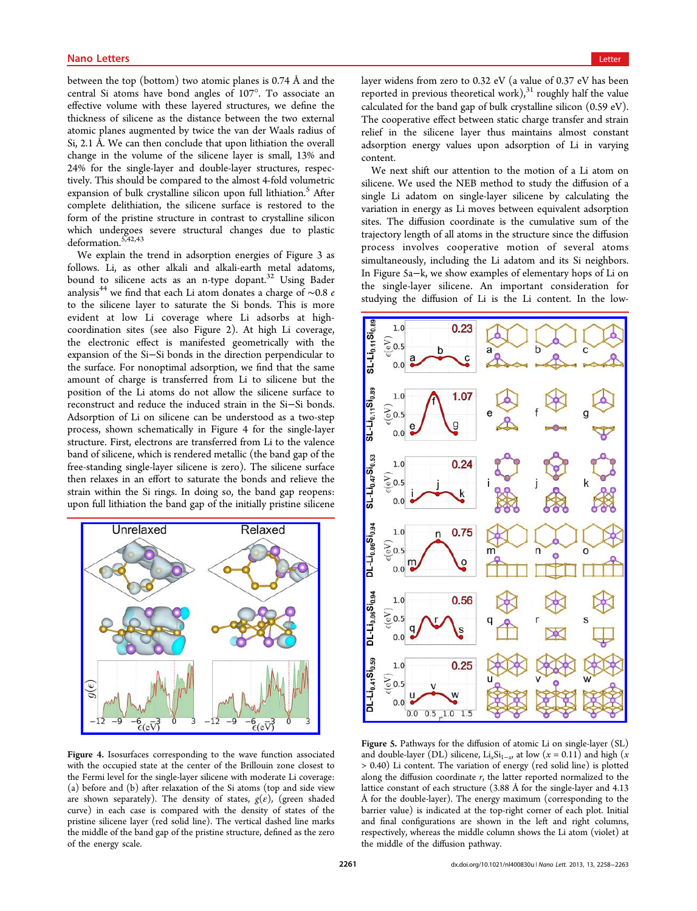between the top (bottom) two atomic planes is 0.74 Å and the central Si atoms have bond angles of 107°. To associate an effective volume with these layered structures, we define the thickness of silicene as the distance between the two external atomic planes augmented by twice the van der Waals radius of Si, 2.1 Å. We can then conclude that upon lithiation the overall change in the volume of the silicene layer is small, 13% and 24% for the single-layer and double-layer structures, respectively. This should be compared to the almost 4-fold volumetric expansion of bulk crystalline silicon upon full lithiation.[5] After complete delithiation, the silicene surface is restored to the form of the pristine structure in contrast to crystalline silicon which undergoes severe structural changes due to plastic deformation.[5,42,43]

We explain the trend in adsorption energies of Figure 3 as follows. Li, as other alkali and alkali-earth metal adatoms, bound to silicene acts as an n-type dopant.[32] Using Bader analysis[44] we find that each Li atom donates a charge of ∼0.8 $e$ to the silicene layer to saturate the Si bonds. This is more evident at low Li coverage where Li adsorbs at high-coordination sites (see also Figure 2). At high Li coverage, the electronic effect is manifested geometrically with the expansion of the Si–Si bonds in the direction perpendicular to the surface. For nonoptimal adsorption, we find that the same amount of charge is transferred from Li to silicene but the position of the Li atoms do not allow the silicene surface to reconstruct and reduce the induced strain in the Si–Si bonds. Adsorption of Li on silicene can be understood as a two-step process, shown schematically in Figure 4 for the single-layer structure. First, electrons are transferred from Li to the valence band of silicene, which is rendered metallic (the band gap of the free-standing single-layer silicene is zero). The silicene surface then relaxes in an effort to saturate the bonds and relieve the strain within the Si rings. In doing so, the band gap reopens: upon full lithiation the band gap of the initially pristine silicene layer widens from zero to 0.32 eV (a value of 0.37 eV has been reported in previous theoretical work),[31] roughly half the value calculated for the band gap of bulk crystalline silicon (0.59 eV). The cooperative effect between static charge transfer and strain relief in the silicene layer thus maintains almost constant adsorption energy values upon adsorption of Li in varying content.

Figure 4. Isosurfaces corresponding to the wave function associated with the occupied state at the center of the Brillouin zone closest to the Fermi level for the single-layer silicene with moderate Li coverage: (a) before and (b) after relaxation of the Si atoms (top and side view are shown separately). The density of states, $g(\epsilon)$, (green shaded curve) in each case is compared with the density of states of the pristine silicene layer (red solid line). The vertical dashed line marks the middle of the band gap of the pristine structure, defined as the zero of the energy scale.

We next shift our attention to the motion of a Li atom on silicene. We used the NEB method to study the diffusion of a single Li adatom on single-layer silicene by calculating the variation in energy as Li moves between equivalent adsorption sites. The diffusion coordinate is the cumulative sum of the trajectory length of all atoms in the structure since the diffusion process involves cooperative motion of several atoms simultaneously, including the Li adatom and its Si neighbors. In Figure 5a–k, we show examples of elementary hops of Li on the single-layer silicene. An important consideration for studying the diffusion of Li is the Li content. In the low-

Figure 5. Pathways for the diffusion of atomic Li on single-layer (SL) and double-layer (DL) silicene, $Li_xSi_{1-x}$, at low ($x$ = 0.11) and high ($x$ > 0.40) Li content. The variation of energy (red solid line) is plotted along the diffusion coordinate $r$, the latter reported normalized to the lattice constant of each structure (3.88 Å for the single-layer and 4.13 Å for the double-layer). The energy maximum (corresponding to the barrier value) is indicated at the top-right corner of each plot. Initial and final configurations are shown in the left and right columns, respectively, whereas the middle column shows the Li atom (violet) at the middle of the diffusion pathway.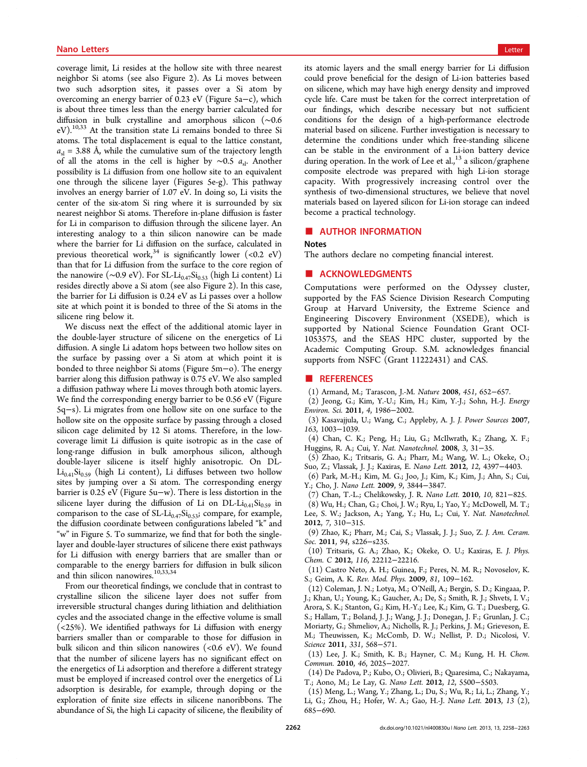coverage limit, Li resides at the hollow site with three nearest neighbor Si atoms (see also Figure 2). As Li moves between two such adsorption sites, it passes over a Si atom by overcoming an energy barrier of 0.23 eV (Figure 5a−c), which is about three times less than the energy barrier calculated for diffusion in bulk crystalline and amorphous silicon (∼0.6 eV).[10,33] At the transition state Li remains bonded to three Si atoms. The total displacement is equal to the lattice constant, $a_{sl}$ = 3.88 Å, while the cumulative sum of the trajectory length of all the atoms in the cell is higher by ∼0.5 $a_{sl}$. Another possibility is Li diffusion from one hollow site to an equivalent one through the silicene layer (Figures 5e-g). This pathway involves an energy barrier of 1.07 eV. In doing so, Li visits the center of the six-atom Si ring where it is surrounded by six nearest neighbor Si atoms. Therefore in-plane diffusion is faster for Li in comparison to diffusion through the silicene layer. An interesting analogy to a thin silicon nanowire can be made where the barrier for Li diffusion on the surface, calculated in previous theoretical work,[34] is significantly lower (<0.2 eV) than that for Li diffusion from the surface to the core region of the nanowire (∼0.9 eV). For SL-$Li_{0.47}Si_{0.53}$ (high Li content) Li resides directly above a Si atom (see also Figure 2). In this case, the barrier for Li diffusion is 0.24 eV as Li passes over a hollow site at which point it is bonded to three of the Si atoms in the silicene ring below it.

We discuss next the effect of the additional atomic layer in the double-layer structure of silicene on the energetics of Li diffusion. A single Li adatom hops between two hollow sites on the surface by passing over a Si atom at which point it is bonded to three neighbor Si atoms (Figure 5m−o). The energy barrier along this diffusion pathway is 0.75 eV. We also sampled a diffusion pathway where Li moves through both atomic layers. We find the corresponding energy barrier to be 0.56 eV (Figure 5q−s). Li migrates from one hollow site on one surface to the hollow site on the opposite surface by passing through a closed silicon cage delimited by 12 Si atoms. Therefore, in the low-coverage limit Li diffusion is quite isotropic as in the case of long-range diffusion in bulk amorphous silicon, although double-layer silicene is itself highly anisotropic. On DL-$Li_{0.41}Si_{0.59}$ (high Li content), Li diffuses between two hollow sites by jumping over a Si atom. The corresponding energy barrier is 0.25 eV (Figure 5u−w). There is less distortion in the silicene layer during the diffusion of Li on DL-$Li_{0.41}Si_{0.59}$ in comparison to the case of SL-$Li_{0.47}Si_{0.53}$; compare, for example, the diffusion coordinate between configurations labeled "k" and "w" in Figure 5. To summarize, we find that for both the single-layer and double-layer structures of silicene there exist pathways for Li diffusion with energy barriers that are smaller than or comparable to the energy barriers for diffusion in bulk silicon and thin silicon nanowires.[10,33,34]

From our theoretical findings, we conclude that in contrast to crystalline silicon the silicene layer does not suffer from irreversible structural changes during lithiation and delithiation cycles and the associated change in the effective volume is small (<25%). We identified pathways for Li diffusion with energy barriers smaller than or comparable to those for diffusion in bulk silicon and thin silicon nanowires (<0.6 eV). We found that the number of silicene layers has no significant effect on the energetics of Li adsorption and therefore a different strategy must be employed if increased control over the energetics of Li adsorption is desirable, for example, through doping or the exploration of finite size effects in silicene nanoribbons. The abundance of Si, the high Li capacity of silicene, the flexibility of its atomic layers and the small energy barrier for Li diffusion could prove beneficial for the design of Li-ion batteries based on silicene, which may have high energy density and improved cycle life. Care must be taken for the correct interpretation of our findings, which describe necessary but not sufficient conditions for the design of a high-performance electrode material based on silicene. Further investigation is necessary to determine the conditions under which free-standing silicene can be stable in the environment of a Li-ion battery device during operation. In the work of Lee et al.,[13] a silicon/graphene composite electrode was prepared with high Li-ion storage capacity. With progressively increasing control over the synthesis of two-dimensional structures, we believe that novel materials based on layered silicon for Li-ion storage can indeed become a practical technology.

## ■ AUTHOR INFORMATION

### Notes

The authors declare no competing financial interest.

## ■ ACKNOWLEDGMENTS

Computations were performed on the Odyssey cluster, supported by the FAS Science Division Research Computing Group at Harvard University, the Extreme Science and Engineering Discovery Environment (XSEDE), which is supported by National Science Foundation Grant OCI-1053575, and the SEAS HPC cluster, supported by the Academic Computing Group. S.M. acknowledges financial supports from NSFC (Grant 11222431) and CAS.

## ■ REFERENCES

(1) Armand, M.; Tarascon, J.-M. *Nature* **2008**, *451*, 652−657.

(2) Jeong, G.; Kim, Y.-U.; Kim, H.; Kim, Y.-J.; Sohn, H.-J. *Energy Environ. Sci.* **2011**, *4*, 1986−2002.

(3) Kasavajjula, U.; Wang, C.; Appleby, A. J. *J. Power Sources* **2007**, *163*, 1003−1039.

(4) Chan, C. K.; Peng, H.; Liu, G.; McIlwrath, K.; Zhang, X. F.; Huggins, R. A.; Cui, Y. *Nat. Nanotechnol.* **2008**, *3*, 31−35.

(5) Zhao, K.; Tritsaris, G. A.; Pharr, M.; Wang, W. L.; Okeke, O.; Suo, Z.; Vlassak, J. J.; Kaxiras, E. *Nano Lett.* **2012**, *12*, 4397−4403.

(6) Park, M.-H.; Kim, M. G.; Joo, J.; Kim, K.; Kim, J.; Ahn, S.; Cui, Y.; Cho, J. *Nano Lett.* **2009**, *9*, 3844−3847.

(7) Chan, T.-L.; Chelikowsky, J. R. *Nano Lett.* **2010**, *10*, 821−825.

(8) Wu, H.; Chan, G.; Choi, J. W.; Ryu, I.; Yao, Y.; McDowell, M. T.; Lee, S. W.; Jackson, A.; Yang, Y.; Hu, L.; Cui, Y. *Nat. Nanotechnol.* **2012**, *7*, 310−315.

(9) Zhao, K.; Pharr, M.; Cai, S.; Vlassak, J. J.; Suo, Z. *J. Am. Ceram. Soc.* **2011**, *94*, s226−s235.

(10) Tritsaris, G. A.; Zhao, K.; Okeke, O. U.; Kaxiras, E. *J. Phys. Chem. C* **2012**, *116*, 22212−22216.

(11) Castro Neto, A. H.; Guinea, F.; Peres, N. M. R.; Novoselov, K. S.; Geim, A. K. *Rev. Mod. Phys.* **2009**, *81*, 109−162.

(12) Coleman, J. N.; Lotya, M.; O'Neill, A.; Bergin, S. D.; Kingaaa, P. J.; Khan, U.; Young, K.; Gaucher, A.; De, S.; Smith, R. J.; Shvets, I. V.; Arora, S. K.; Stanton, G.; Kim, H.-Y.; Lee, K.; Kim, G. T.; Duesberg, G. S.; Hallam, T.; Boland, J. J.; Wang, J. J.; Donegan, J. F.; Grunlan, J. C.; Moriarty, G.; Shmeliov, A.; Nicholls, R. J.; Perkins, J. M.; Grieveson, E. M.; Theuwissen, K.; McComb, D. W.; Nellist, P. D.; Nicolosi, V. *Science* **2011**, *331*, 568−571.

(13) Lee, J. K.; Smith, K. B.; Hayner, C. M.; Kung, H. H. *Chem. Commun.* **2010**, *46*, 2025−2027.

(14) De Padova, P.; Kubo, O.; Olivieri, B.; Quaresima, C.; Nakayama, T.; Aono, M.; Le Lay, G. *Nano Lett.* **2012**, *12*, 5500−5503.

(15) Meng, L.; Wang, Y.; Zhang, L.; Du, S.; Wu, R.; Li, L.; Zhang, Y.; Li, G.; Zhou, H.; Hofer, W. A.; Gao, H.-J. *Nano Lett.* **2013**, *13* (2), 685−690.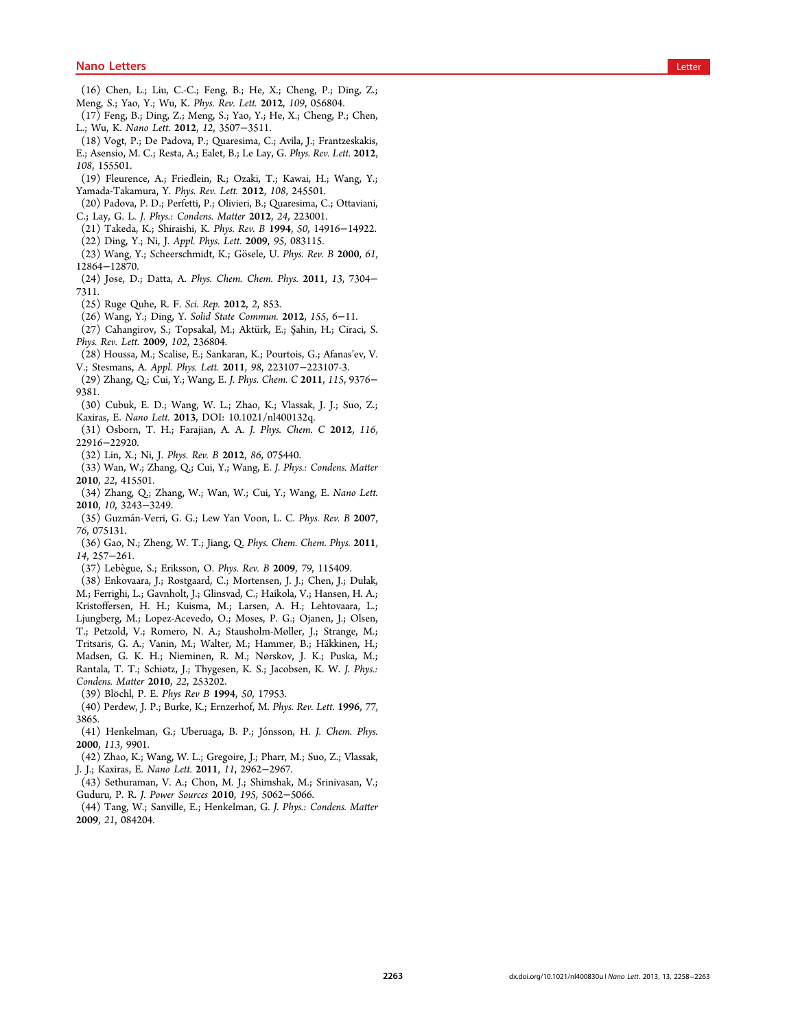(16) Chen, L.; Liu, C.-C.; Feng, B.; He, X.; Cheng, P.; Ding, Z.; Meng, S.; Yao, Y.; Wu, K. *Phys. Rev. Lett.* **2012**, *109*, 056804.

(17) Feng, B.; Ding, Z.; Meng, S.; Yao, Y.; He, X.; Cheng, P.; Chen, L.; Wu, K. *Nano Lett.* **2012**, *12*, 3507−3511.

(18) Vogt, P.; De Padova, P.; Quaresima, C.; Avila, J.; Frantzeskakis, E.; Asensio, M. C.; Resta, A.; Ealet, B.; Le Lay, G. *Phys. Rev. Lett.* **2012**, *108*, 155501.

(19) Fleurence, A.; Friedlein, R.; Ozaki, T.; Kawai, H.; Wang, Y.; Yamada-Takamura, Y. *Phys. Rev. Lett.* **2012**, *108*, 245501.

(20) Padova, P. D.; Perfetti, P.; Olivieri, B.; Quaresima, C.; Ottaviani, C.; Lay, G. L. *J. Phys.: Condens. Matter* **2012**, *24*, 223001.

(21) Takeda, K.; Shiraishi, K. *Phys. Rev. B* **1994**, *50*, 14916−14922.

(22) Ding, Y.; Ni, J. *Appl. Phys. Lett.* **2009**, *95*, 083115.

(23) Wang, Y.; Scheerschmidt, K.; Gösele, U. *Phys. Rev. B* **2000**, *61*, 12864−12870.

(24) Jose, D.; Datta, A. *Phys. Chem. Chem. Phys.* **2011**, *13*, 7304−7311.

(25) Ruge Quhe, R. F. *Sci. Rep.* **2012**, *2*, 853.

(26) Wang, Y.; Ding, Y. *Solid State Commun.* **2012**, *155*, 6−11.

(27) Cahangirov, S.; Topsakal, M.; Aktürk, E.; Şahin, H.; Ciraci, S. *Phys. Rev. Lett.* **2009**, *102*, 236804.

(28) Houssa, M.; Scalise, E.; Sankaran, K.; Pourtois, G.; Afanas'ev, V. V.; Stesmans, A. *Appl. Phys. Lett.* **2011**, *98*, 223107−223107-3.

(29) Zhang, Q.; Cui, Y.; Wang, E. *J. Phys. Chem. C* **2011**, *115*, 9376−9381.

(30) Cubuk, E. D.; Wang, W. L.; Zhao, K.; Vlassak, J. J.; Suo, Z.; Kaxiras, E. *Nano Lett.* **2013**, DOI: 10.1021/nl400132q.

(31) Osborn, T. H.; Farajian, A. A. *J. Phys. Chem. C* **2012**, *116*, 22916−22920.

(32) Lin, X.; Ni, J. *Phys. Rev. B* **2012**, *86*, 075440.

(33) Wan, W.; Zhang, Q.; Cui, Y.; Wang, E. *J. Phys.: Condens. Matter* **2010**, *22*, 415501.

(34) Zhang, Q.; Zhang, W.; Wan, W.; Cui, Y.; Wang, E. *Nano Lett.* **2010**, *10*, 3243−3249.

(35) Guzmán-Verri, G. G.; Lew Yan Voon, L. C. *Phys. Rev. B* **2007**, *76*, 075131.

(36) Gao, N.; Zheng, W. T.; Jiang, Q. *Phys. Chem. Chem. Phys.* **2011**, *14*, 257−261.

(37) Lebègue, S.; Eriksson, O. *Phys. Rev. B* **2009**, *79*, 115409.

(38) Enkovaara, J.; Rostgaard, C.; Mortensen, J. J.; Chen, J.; Dułak, M.; Ferrighi, L.; Gavnholt, J.; Glinsvad, C.; Haikola, V.; Hansen, H. A.; Kristoffersen, H. H.; Kuisma, M.; Larsen, A. H.; Lehtovaara, L.; Ljungberg, M.; Lopez-Acevedo, O.; Moses, P. G.; Ojanen, J.; Olsen, T.; Petzold, V.; Romero, N. A.; Stausholm-Møller, J.; Strange, M.; Tritsaris, G. A.; Vanin, M.; Walter, M.; Hammer, B.; Häkkinen, H.; Madsen, G. K. H.; Nieminen, R. M.; Nørskov, J. K.; Puska, M.; Rantala, T. T.; Schiøtz, J.; Thygesen, K. S.; Jacobsen, K. W. *J. Phys.: Condens. Matter* **2010**, *22*, 253202.

(39) Blöchl, P. E. *Phys Rev B* **1994**, *50*, 17953.

(40) Perdew, J. P.; Burke, K.; Ernzerhof, M. *Phys. Rev. Lett.* **1996**, *77*, 3865.

(41) Henkelman, G.; Uberuaga, B. P.; Jónsson, H. *J. Chem. Phys.* **2000**, *113*, 9901.

(42) Zhao, K.; Wang, W. L.; Gregoire, J.; Pharr, M.; Suo, Z.; Vlassak, J. J.; Kaxiras, E. *Nano Lett.* **2011**, *11*, 2962−2967.

(43) Sethuraman, V. A.; Chon, M. J.; Shimshak, M.; Srinivasan, V.; Guduru, P. R. *J. Power Sources* **2010**, *195*, 5062−5066.

(44) Tang, W.; Sanville, E.; Henkelman, G. *J. Phys.: Condens. Matter* **2009**, *21*, 084204.